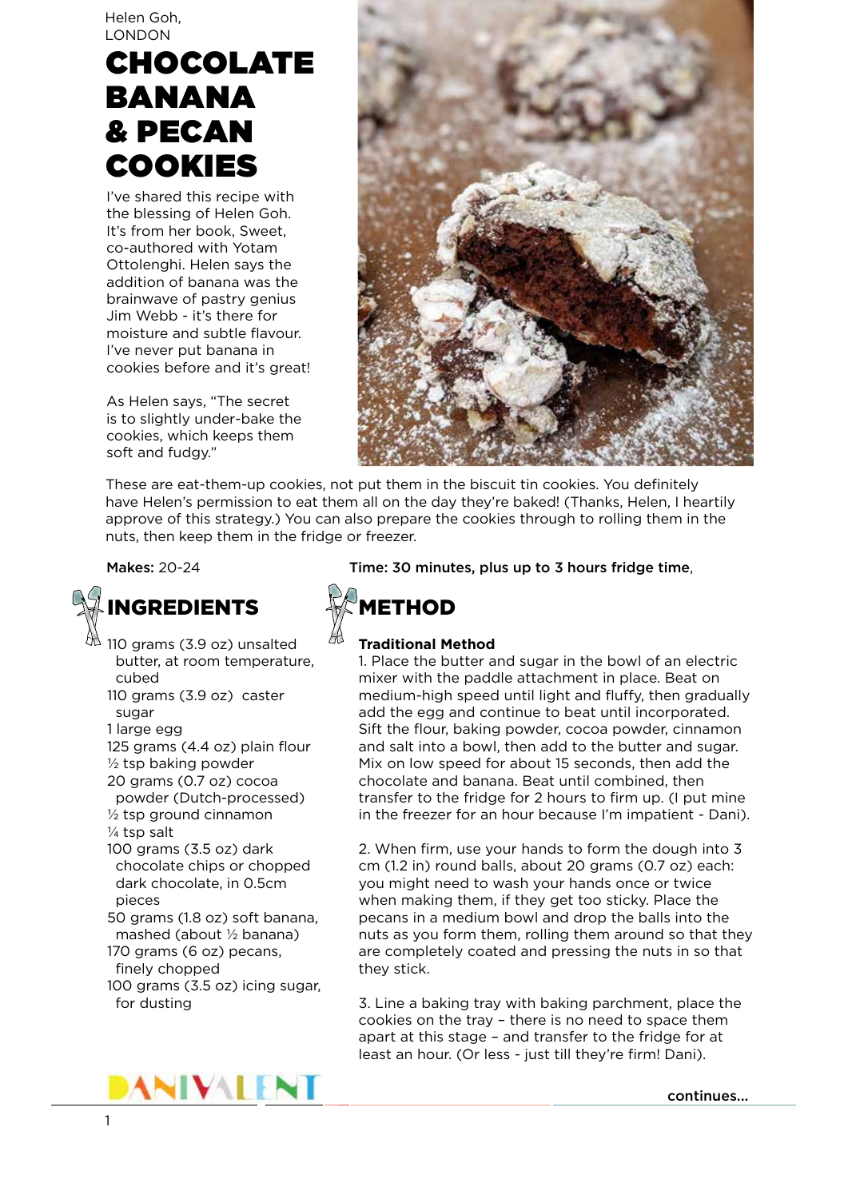Helen Goh,
LONDON

# CHOCOLATE BANANA & PECAN COOKIES

I've shared this recipe with the blessing of Helen Goh. It's from her book, Sweet, co-authored with Yotam Ottolenghi. Helen says the addition of banana was the brainwave of pastry genius Jim Webb - it's there for moisture and subtle flavour. I've never put banana in cookies before and it's great!

As Helen says, "The secret is to slightly under-bake the cookies, which keeps them soft and fudgy."

These are eat-them-up cookies, not put them in the biscuit tin cookies. You definitely have Helen's permission to eat them all on the day they're baked! (Thanks, Helen, I heartily approve of this strategy.) You can also prepare the cookies through to rolling them in the nuts, then keep them in the fridge or freezer.

**Makes:** 20-24

**Time: 30 minutes, plus up to 3 hours fridge time**,

## INGREDIENTS

- 110 grams (3.9 oz) unsalted butter, at room temperature, cubed
- 110 grams (3.9 oz) caster sugar
- 1 large egg
- 125 grams (4.4 oz) plain flour
- ½ tsp baking powder
- 20 grams (0.7 oz) cocoa powder (Dutch-processed)
- ½ tsp ground cinnamon
- ¼ tsp salt
- 100 grams (3.5 oz) dark chocolate chips or chopped dark chocolate, in 0.5cm pieces
- 50 grams (1.8 oz) soft banana, mashed (about ½ banana)
- 170 grams (6 oz) pecans, finely chopped
- 100 grams (3.5 oz) icing sugar, for dusting

## METHOD

**Traditional Method**

1. Place the butter and sugar in the bowl of an electric mixer with the paddle attachment in place. Beat on medium-high speed until light and fluffy, then gradually add the egg and continue to beat until incorporated. Sift the flour, baking powder, cocoa powder, cinnamon and salt into a bowl, then add to the butter and sugar. Mix on low speed for about 15 seconds, then add the chocolate and banana. Beat until combined, then transfer to the fridge for 2 hours to firm up. (I put mine in the freezer for an hour because I'm impatient - Dani).

2. When firm, use your hands to form the dough into 3 cm (1.2 in) round balls, about 20 grams (0.7 oz) each: you might need to wash your hands once or twice when making them, if they get too sticky. Place the pecans in a medium bowl and drop the balls into the nuts as you form them, rolling them around so that they are completely coated and pressing the nuts in so that they stick.

3. Line a baking tray with baking parchment, place the cookies on the tray – there is no need to space them apart at this stage – and transfer to the fridge for at least an hour. (Or less - just till they're firm! Dani).

continues...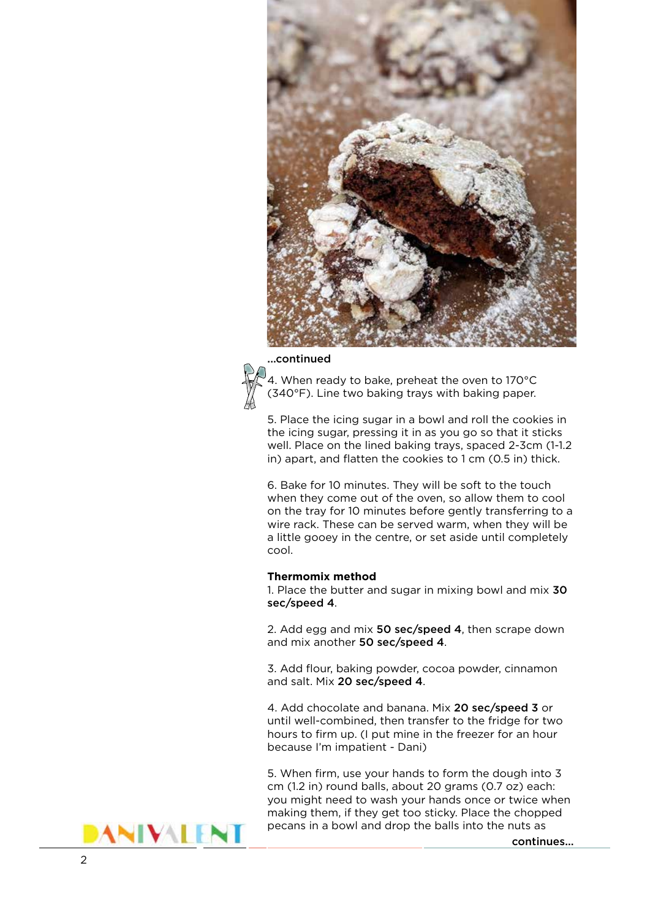...continued

4. When ready to bake, preheat the oven to 170°C (340°F). Line two baking trays with baking paper.

5. Place the icing sugar in a bowl and roll the cookies in the icing sugar, pressing it in as you go so that it sticks well. Place on the lined baking trays, spaced 2-3cm (1-1.2 in) apart, and flatten the cookies to 1 cm (0.5 in) thick.

6. Bake for 10 minutes. They will be soft to the touch when they come out of the oven, so allow them to cool on the tray for 10 minutes before gently transferring to a wire rack. These can be served warm, when they will be a little gooey in the centre, or set aside until completely cool.

**Thermomix method**

1. Place the butter and sugar in mixing bowl and mix **30 sec/speed 4**.

2. Add egg and mix **50 sec/speed 4**, then scrape down and mix another **50 sec/speed 4**.

3. Add flour, baking powder, cocoa powder, cinnamon and salt. Mix **20 sec/speed 4**.

4. Add chocolate and banana. Mix **20 sec/speed 3** or until well-combined, then transfer to the fridge for two hours to firm up. (I put mine in the freezer for an hour because I'm impatient - Dani)

5. When firm, use your hands to form the dough into 3 cm (1.2 in) round balls, about 20 grams (0.7 oz) each: you might need to wash your hands once or twice when making them, if they get too sticky. Place the chopped pecans in a bowl and drop the balls into the nuts as

continues...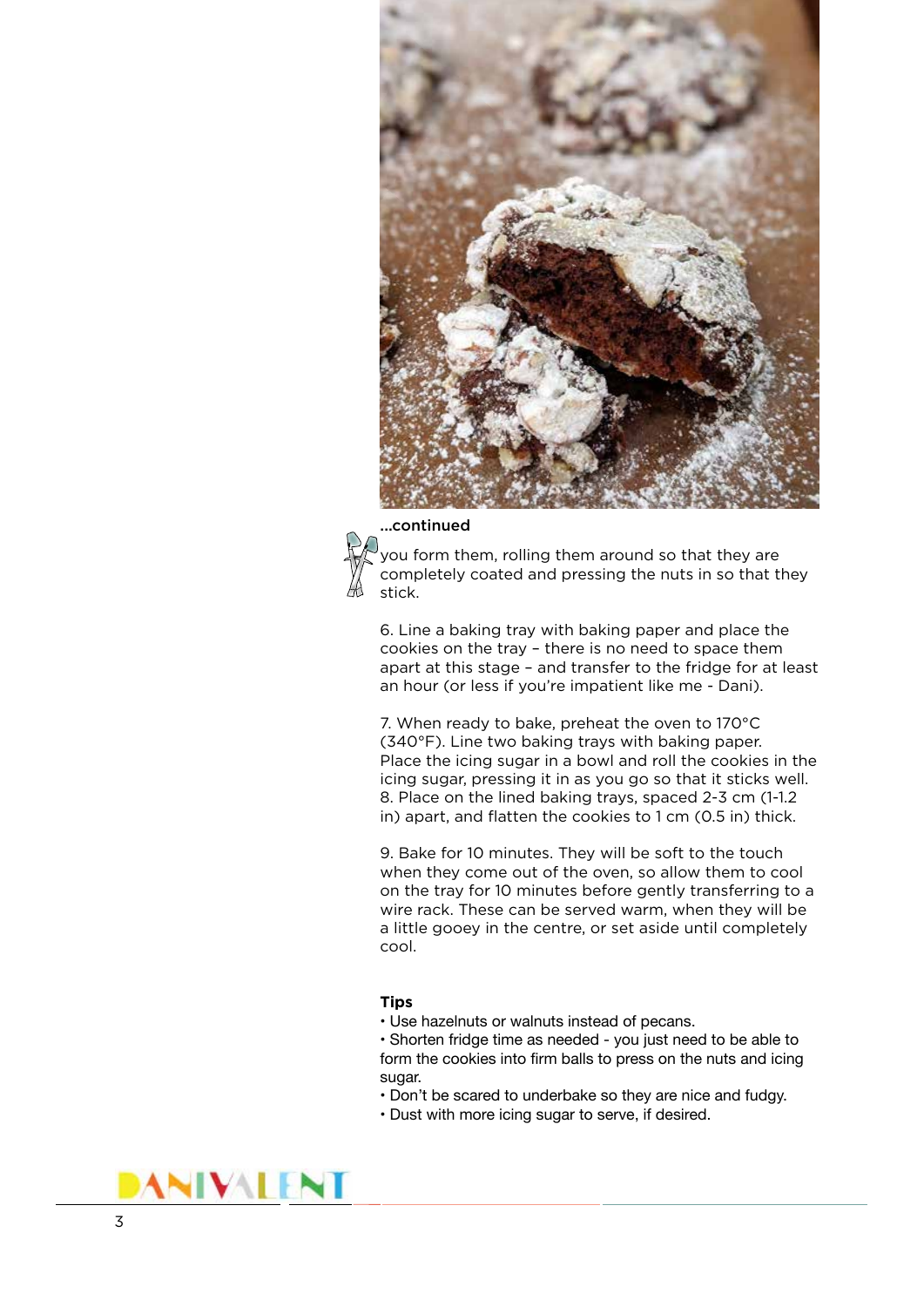...continued

you form them, rolling them around so that they are completely coated and pressing the nuts in so that they stick.

6. Line a baking tray with baking paper and place the cookies on the tray – there is no need to space them apart at this stage – and transfer to the fridge for at least an hour (or less if you're impatient like me - Dani).

7. When ready to bake, preheat the oven to 170°C (340°F). Line two baking trays with baking paper. Place the icing sugar in a bowl and roll the cookies in the icing sugar, pressing it in as you go so that it sticks well.

8. Place on the lined baking trays, spaced 2-3 cm (1-1.2 in) apart, and flatten the cookies to 1 cm (0.5 in) thick.

9. Bake for 10 minutes. They will be soft to the touch when they come out of the oven, so allow them to cool on the tray for 10 minutes before gently transferring to a wire rack. These can be served warm, when they will be a little gooey in the centre, or set aside until completely cool.

### Tips

- Use hazelnuts or walnuts instead of pecans.
- Shorten fridge time as needed - you just need to be able to form the cookies into firm balls to press on the nuts and icing sugar.
- Don't be scared to underbake so they are nice and fudgy.
- Dust with more icing sugar to serve, if desired.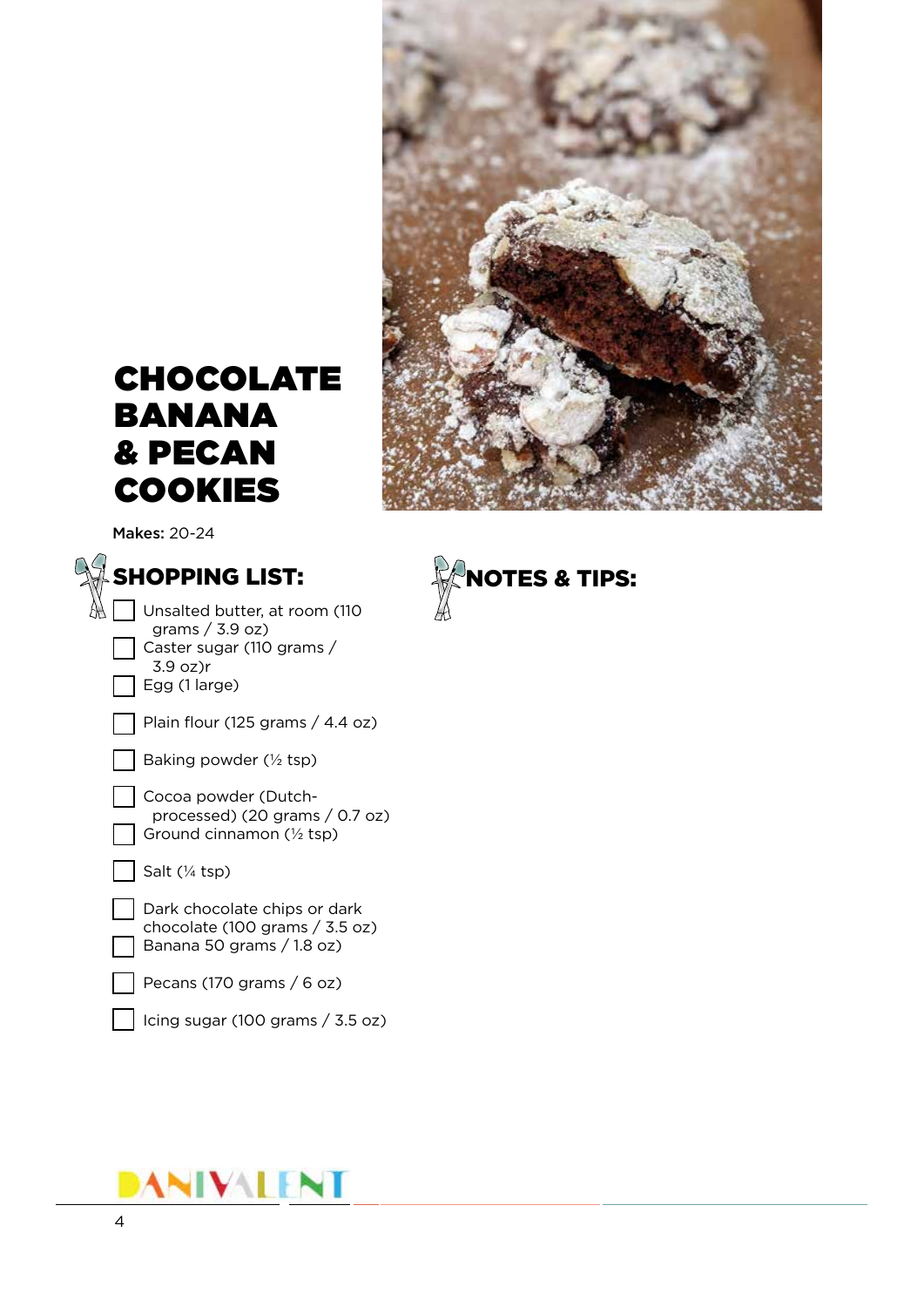# CHOCOLATE BANANA & PECAN COOKIES

**Makes:** 20-24

## SHOPPING LIST:

- [ ] Unsalted butter, at room (110 grams / 3.9 oz)
- [ ] Caster sugar (110 grams / 3.9 oz)r
- [ ] Egg (1 large)
- [ ] Plain flour (125 grams / 4.4 oz)
- [ ] Baking powder (½ tsp)
- [ ] Cocoa powder (Dutch-processed) (20 grams / 0.7 oz)
- [ ] Ground cinnamon (½ tsp)
- [ ] Salt (¼ tsp)
- [ ] Dark chocolate chips or dark chocolate (100 grams / 3.5 oz)
- [ ] Banana 50 grams / 1.8 oz)
- [ ] Pecans (170 grams / 6 oz)
- [ ] Icing sugar (100 grams / 3.5 oz)

## NOTES & TIPS:

DANIVALENT